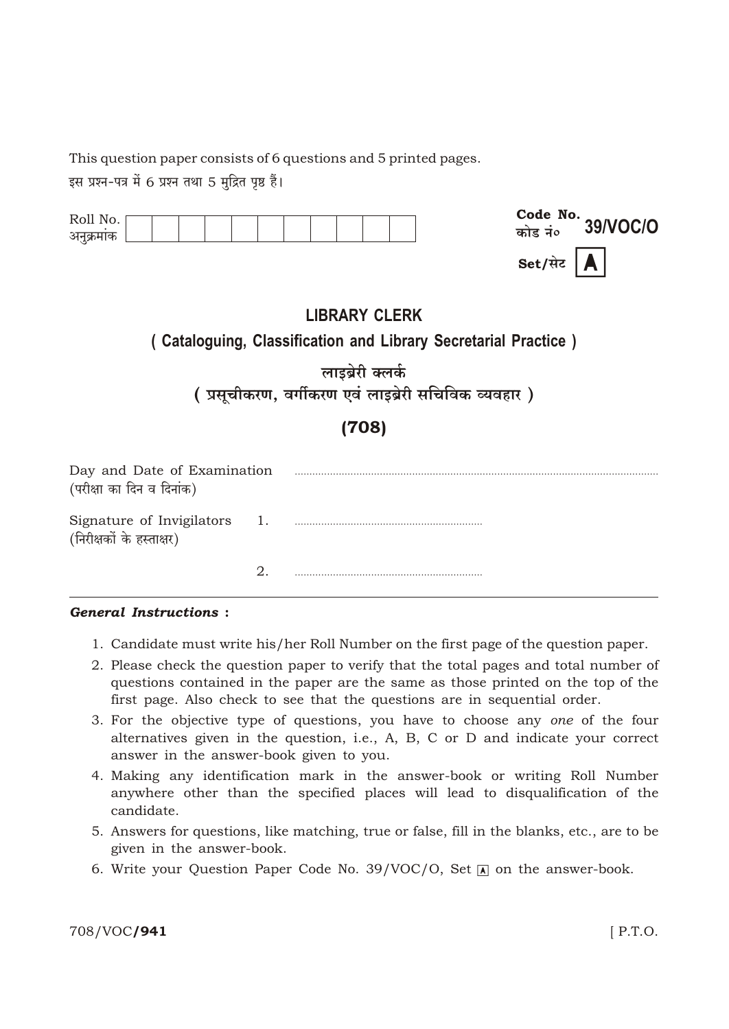This question paper consists of 6 questions and 5 printed pages.

इस प्रश्न-पत्र में 6 प्रश्न तथा 5 मुद्रित पृष्ठ हैं।

| Roll No. अनुक्रमांक | | | | | | | | | | | |
|---|---|---|---|---|---|---|---|---|---|---|---|

**Code No. / कोड नं० 39/VOC/O**

**Set/सेट A**

# LIBRARY CLERK

## ( Cataloguing, Classification and Library Secretarial Practice )

## लाइब्रेरी क्लर्क

## ( प्रसूचीकरण, वर्गीकरण एवं लाइब्रेरी सचिविक व्यवहार )

## (708)

Day and Date of Examination (परीक्षा का दिन व दिनांक) ..........................................................

Signature of Invigilators (निरीक्षकों के हस्ताक्षर)

1. ..........................................................

2. ..........................................................

***General Instructions* :**

1. Candidate must write his/her Roll Number on the first page of the question paper.
2. Please check the question paper to verify that the total pages and total number of questions contained in the paper are the same as those printed on the top of the first page. Also check to see that the questions are in sequential order.
3. For the objective type of questions, you have to choose any *one* of the four alternatives given in the question, i.e., A, B, C or D and indicate your correct answer in the answer-book given to you.
4. Making any identification mark in the answer-book or writing Roll Number anywhere other than the specified places will lead to disqualification of the candidate.
5. Answers for questions, like matching, true or false, fill in the blanks, etc., are to be given in the answer-book.
6. Write your Question Paper Code No. 39/VOC/O, Set A on the answer-book.

708/VOC/**941** [ P.T.O.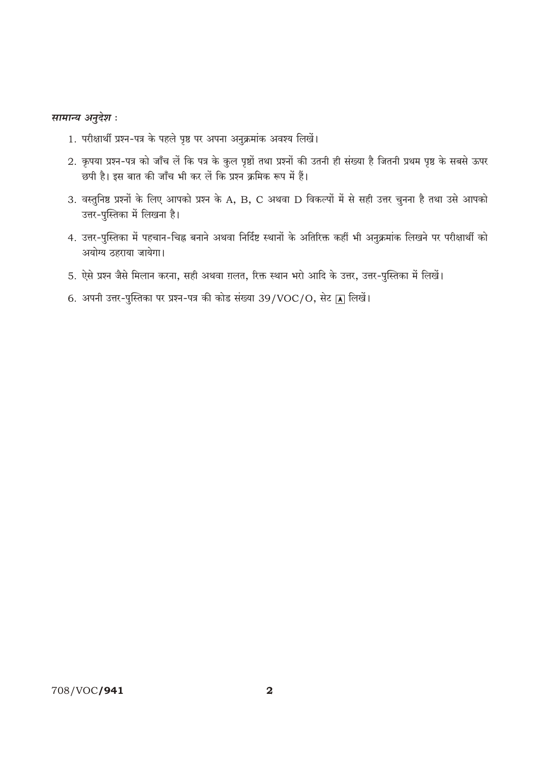*सामान्य अनुदेश :*

1. परीक्षार्थी प्रश्न-पत्र के पहले पृष्ठ पर अपना अनुक्रमांक अवश्य लिखें।
2. कृपया प्रश्न-पत्र को जाँच लें कि पत्र के कुल पृष्ठों तथा प्रश्नों की उतनी ही संख्या है जितनी प्रथम पृष्ठ के सबसे ऊपर छपी है। इस बात की जाँच भी कर लें कि प्रश्न क्रमिक रूप में हैं।
3. वस्तुनिष्ठ प्रश्नों के लिए आपको प्रश्न के A, B, C अथवा D विकल्पों में से सही उत्तर चुनना है तथा उसे आपको उत्तर-पुस्तिका में लिखना है।
4. उत्तर-पुस्तिका में पहचान-चिह्न बनाने अथवा निर्दिष्ट स्थानों के अतिरिक्त कहीं भी अनुक्रमांक लिखने पर परीक्षार्थी को अयोग्य ठहराया जायेगा।
5. ऐसे प्रश्न जैसे मिलान करना, सही अथवा ग़लत, रिक्त स्थान भरो आदि के उत्तर, उत्तर-पुस्तिका में लिखें।
6. अपनी उत्तर-पुस्तिका पर प्रश्न-पत्र की कोड संख्या 39/VOC/O, सेट [A] लिखें।